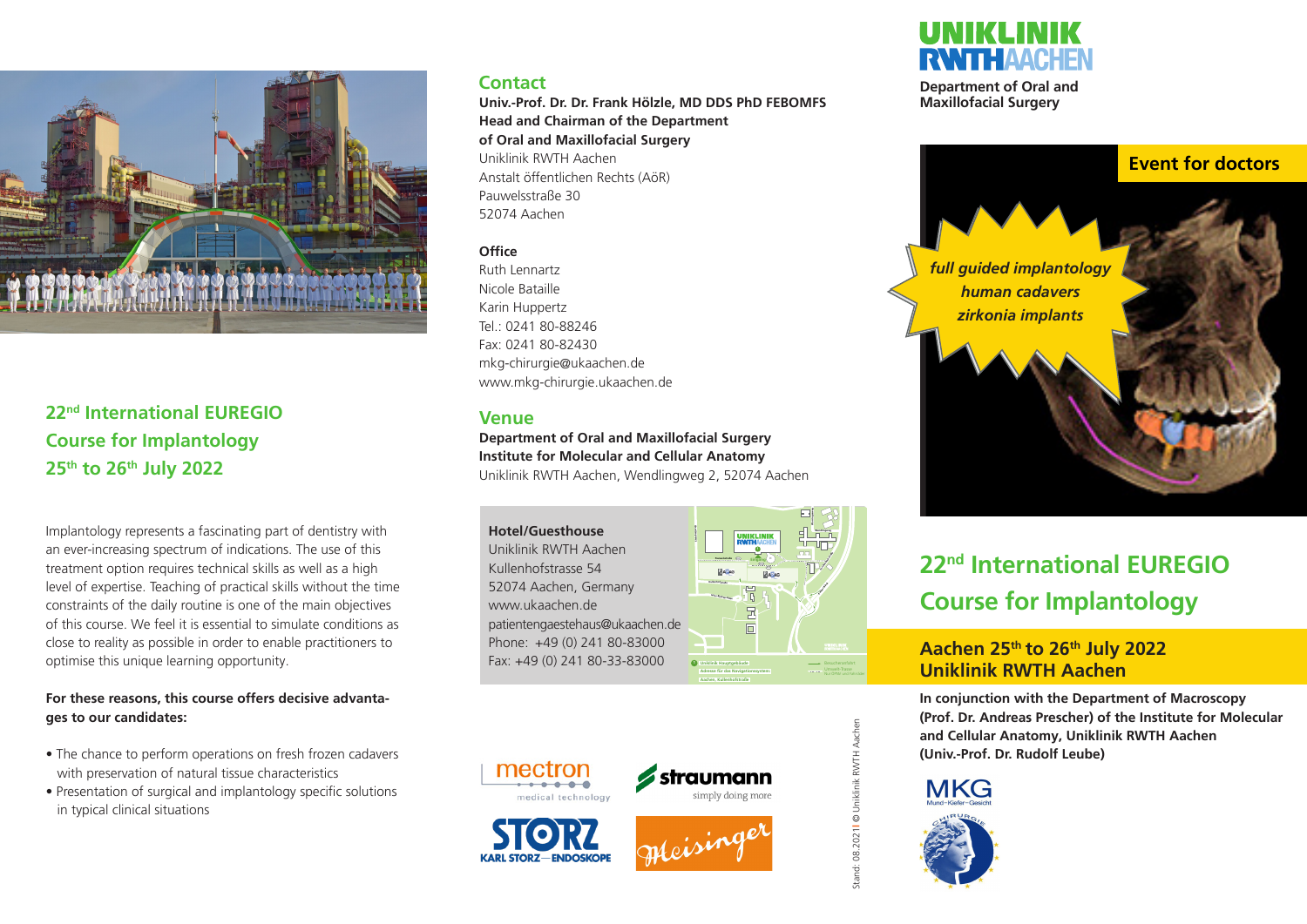## 22[nd] International EUREGIO Course for Implantology 25[th] to 26[th] July 2022

Implantology represents a fascinating part of dentistry with an ever-increasing spectrum of indications. The use of this treatment option requires technical skills as well as a high level of expertise. Teaching of practical skills without the time constraints of the daily routine is one of the main objectives of this course. We feel it is essential to simulate conditions as close to reality as possible in order to enable practitioners to optimise this unique learning opportunity.

**For these reasons, this course offers decisive advantages to our candidates:**

- The chance to perform operations on fresh frozen cadavers with preservation of natural tissue characteristics
- Presentation of surgical and implantology specific solutions in typical clinical situations

## Contact

**Univ.-Prof. Dr. Dr. Frank Hölzle, MD DDS PhD FEBOMFS**
**Head and Chairman of the Department of Oral and Maxillofacial Surgery**
Uniklinik RWTH Aachen
Anstalt öffentlichen Rechts (AöR)
Pauwelsstraße 30
52074 Aachen

**Office**
Ruth Lennartz
Nicole Bataille
Karin Huppertz
Tel.: 0241 80-88246
Fax: 0241 80-82430
mkg-chirurgie@ukaachen.de
www.mkg-chirurgie.ukaachen.de

## Venue

**Department of Oral and Maxillofacial Surgery**
**Institute for Molecular and Cellular Anatomy**
Uniklinik RWTH Aachen, Wendlingweg 2, 52074 Aachen

**Hotel/Guesthouse**
Uniklinik RWTH Aachen
Kullenhofstrasse 54
52074 Aachen, Germany
www.ukaachen.de
patientengaestehaus@ukaachen.de
Phone: +49 (0) 241 80-83000
Fax: +49 (0) 241 80-33-83000

mectron medical technology
straumann simply doing more
STORZ KARL STORZ—ENDOSKOPE
Meisinger

Stand: 08.2021 | © Uniklinik RWTH Aachen

UNIKLINIK RWTH AACHEN
**Department of Oral and Maxillofacial Surgery**

**Event for doctors**

*full guided implantology*
*human cadavers*
*zirkonia implants*

# 22[nd] International EUREGIO Course for Implantology

## Aachen 25[th] to 26[th] July 2022
## Uniklinik RWTH Aachen

**In conjunction with the Department of Macroscopy (Prof. Dr. Andreas Prescher) of the Institute for Molecular and Cellular Anatomy, Uniklinik RWTH Aachen (Univ.-Prof. Dr. Rudolf Leube)**

MKG Mund–Kiefer–Gesicht CHIRURGIE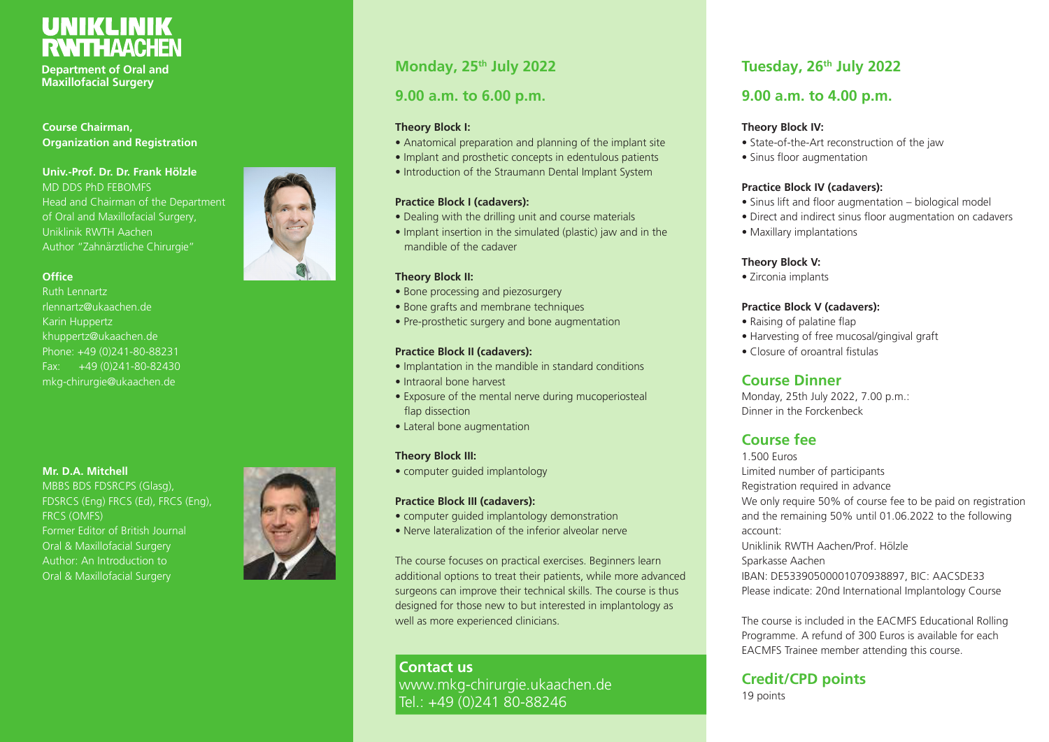# UNIKLINIK RWTHAACHEN

**Department of Oral and Maxillofacial Surgery**

**Course Chairman, Organization and Registration**

**Univ.-Prof. Dr. Dr. Frank Hölzle**
MD DDS PhD FEBOMFS
Head and Chairman of the Department of Oral and Maxillofacial Surgery, Uniklinik RWTH Aachen
Author "Zahnärztliche Chirurgie"

**Office**
Ruth Lennartz
rlennartz@ukaachen.de
Karin Huppertz
khuppertz@ukaachen.de
Phone: +49 (0)241-80-88231
Fax: +49 (0)241-80-82430
mkg-chirurgie@ukaachen.de

**Mr. D.A. Mitchell**
MBBS BDS FDSRCPS (Glasg), FDSRCS (Eng) FRCS (Ed), FRCS (Eng), FRCS (OMFS)
Former Editor of British Journal Oral & Maxillofacial Surgery
Author: An Introduction to Oral & Maxillofacial Surgery

## Monday, 25th July 2022

## 9.00 a.m. to 6.00 p.m.

**Theory Block I:**
- Anatomical preparation and planning of the implant site
- Implant and prosthetic concepts in edentulous patients
- Introduction of the Straumann Dental Implant System

**Practice Block I (cadavers):**
- Dealing with the drilling unit and course materials
- Implant insertion in the simulated (plastic) jaw and in the mandible of the cadaver

**Theory Block II:**
- Bone processing and piezosurgery
- Bone grafts and membrane techniques
- Pre-prosthetic surgery and bone augmentation

**Practice Block II (cadavers):**
- Implantation in the mandible in standard conditions
- Intraoral bone harvest
- Exposure of the mental nerve during mucoperiosteal flap dissection
- Lateral bone augmentation

**Theory Block III:**
- computer guided implantology

**Practice Block III (cadavers):**
- computer guided implantology demonstration
- Nerve lateralization of the inferior alveolar nerve

The course focuses on practical exercises. Beginners learn additional options to treat their patients, while more advanced surgeons can improve their technical skills. The course is thus designed for those new to but interested in implantology as well as more experienced clinicians.

**Contact us**
www.mkg-chirurgie.ukaachen.de
Tel.: +49 (0)241 80-88246

## Tuesday, 26th July 2022

## 9.00 a.m. to 4.00 p.m.

**Theory Block IV:**
- State-of-the-Art reconstruction of the jaw
- Sinus floor augmentation

**Practice Block IV (cadavers):**
- Sinus lift and floor augmentation – biological model
- Direct and indirect sinus floor augmentation on cadavers
- Maxillary implantations

**Theory Block V:**
- Zirconia implants

**Practice Block V (cadavers):**
- Raising of palatine flap
- Harvesting of free mucosal/gingival graft
- Closure of oroantral fistulas

## Course Dinner

Monday, 25th July 2022, 7.00 p.m.:
Dinner in the Forckenbeck

## Course fee

1.500 Euros
Limited number of participants
Registration required in advance
We only require 50% of course fee to be paid on registration and the remaining 50% until 01.06.2022 to the following account:
Uniklinik RWTH Aachen/Prof. Hölzle
Sparkasse Aachen
IBAN: DE53390500001070938897, BIC: AACSDE33
Please indicate: 20nd International Implantology Course

The course is included in the EACMFS Educational Rolling Programme. A refund of 300 Euros is available for each EACMFS Trainee member attending this course.

## Credit/CPD points

19 points